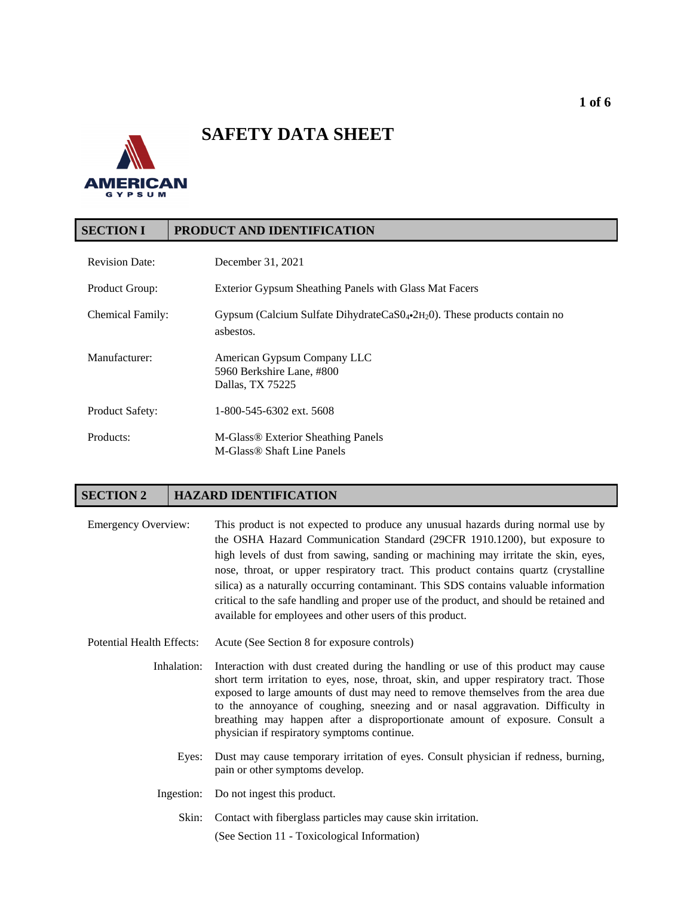# SAFETY DATA SHEET

AMERICAN GYPSUM

## SECTION I PRODUCT AND IDENTIFICATION

Revision Date: December 31, 2021

Product Group: Exterior Gypsum Sheathing Panels with Glass Mat Facers

Chemical Family: Gypsum (Calcium Sulfate Dihydrate $CaS0_4•2H_20$). These products contain no asbestos.

Manufacturer: American Gypsum Company LLC
5960 Berkshire Lane, #800
Dallas, TX 75225

Product Safety: 1-800-545-6302 ext. 5608

Products: M-Glass® Exterior Sheathing Panels
M-Glass® Shaft Line Panels

## SECTION 2 HAZARD IDENTIFICATION

Emergency Overview: This product is not expected to produce any unusual hazards during normal use by the OSHA Hazard Communication Standard (29CFR 1910.1200), but exposure to high levels of dust from sawing, sanding or machining may irritate the skin, eyes, nose, throat, or upper respiratory tract. This product contains quartz (crystalline silica) as a naturally occurring contaminant. This SDS contains valuable information critical to the safe handling and proper use of the product, and should be retained and available for employees and other users of this product.

Potential Health Effects: Acute (See Section 8 for exposure controls)

Inhalation: Interaction with dust created during the handling or use of this product may cause short term irritation to eyes, nose, throat, skin, and upper respiratory tract. Those exposed to large amounts of dust may need to remove themselves from the area due to the annoyance of coughing, sneezing and or nasal aggravation. Difficulty in breathing may happen after a disproportionate amount of exposure. Consult a physician if respiratory symptoms continue.

Eyes: Dust may cause temporary irritation of eyes. Consult physician if redness, burning, pain or other symptoms develop.

Ingestion: Do not ingest this product.

Skin: Contact with fiberglass particles may cause skin irritation.

(See Section 11 - Toxicological Information)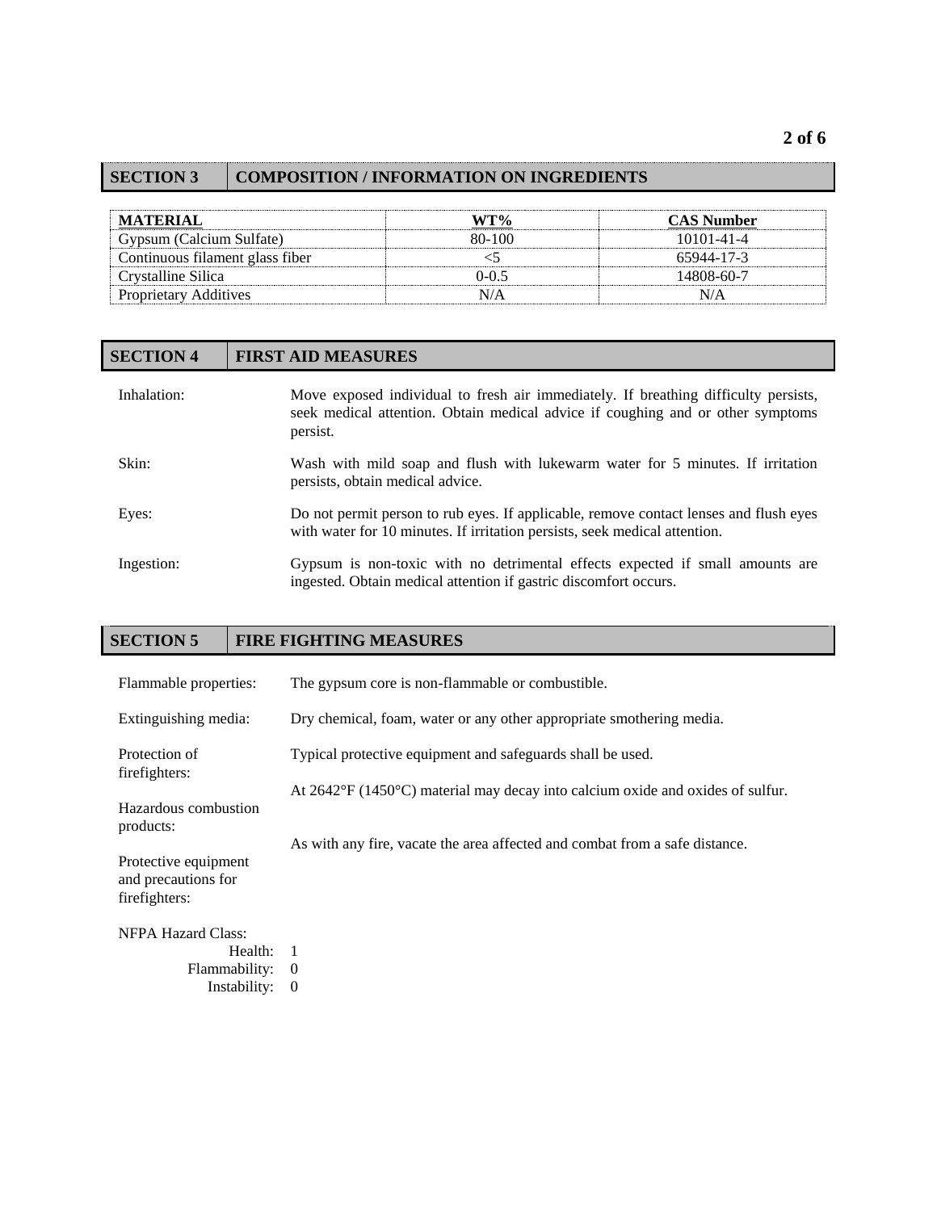## SECTION 3 COMPOSITION / INFORMATION ON INGREDIENTS

| MATERIAL | WT% | CAS Number |
|---|---|---|
| Gypsum (Calcium Sulfate) | 80-100 | 10101-41-4 |
| Continuous filament glass fiber | <5 | 65944-17-3 |
| Crystalline Silica | 0-0.5 | 14808-60-7 |
| Proprietary Additives | N/A | N/A |

## SECTION 4 FIRST AID MEASURES

**Inhalation:** Move exposed individual to fresh air immediately. If breathing difficulty persists, seek medical attention. Obtain medical advice if coughing and or other symptoms persist.

**Skin:** Wash with mild soap and flush with lukewarm water for 5 minutes. If irritation persists, obtain medical advice.

**Eyes:** Do not permit person to rub eyes. If applicable, remove contact lenses and flush eyes with water for 10 minutes. If irritation persists, seek medical attention.

**Ingestion:** Gypsum is non-toxic with no detrimental effects expected if small amounts are ingested. Obtain medical attention if gastric discomfort occurs.

## SECTION 5 FIRE FIGHTING MEASURES

**Flammable properties:** The gypsum core is non-flammable or combustible.

**Extinguishing media:** Dry chemical, foam, water or any other appropriate smothering media.

**Protection of firefighters:** Typical protective equipment and safeguards shall be used.

**Hazardous combustion products:** At 2642°F (1450°C) material may decay into calcium oxide and oxides of sulfur.

**Protective equipment and precautions for firefighters:** As with any fire, vacate the area affected and combat from a safe distance.

**NFPA Hazard Class:**

- Health: 1
- Flammability: 0
- Instability: 0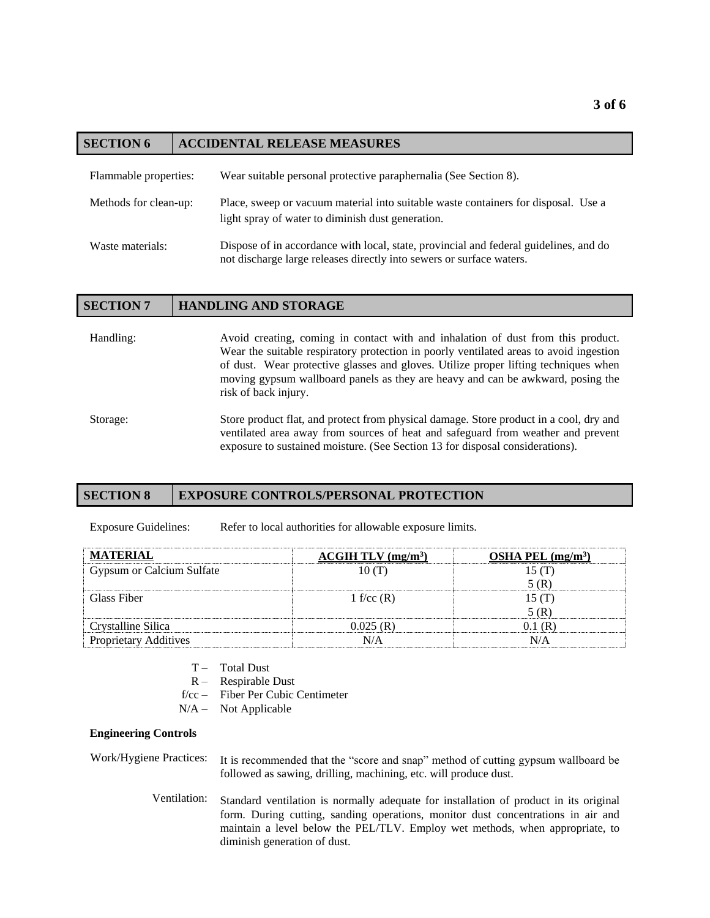## SECTION 6 ACCIDENTAL RELEASE MEASURES

Flammable properties: Wear suitable personal protective paraphernalia (See Section 8).

Methods for clean-up: Place, sweep or vacuum material into suitable waste containers for disposal. Use a light spray of water to diminish dust generation.

Waste materials: Dispose of in accordance with local, state, provincial and federal guidelines, and do not discharge large releases directly into sewers or surface waters.

## SECTION 7 HANDLING AND STORAGE

Handling: Avoid creating, coming in contact with and inhalation of dust from this product. Wear the suitable respiratory protection in poorly ventilated areas to avoid ingestion of dust. Wear protective glasses and gloves. Utilize proper lifting techniques when moving gypsum wallboard panels as they are heavy and can be awkward, posing the risk of back injury.

Storage: Store product flat, and protect from physical damage. Store product in a cool, dry and ventilated area away from sources of heat and safeguard from weather and prevent exposure to sustained moisture. (See Section 13 for disposal considerations).

## SECTION 8 EXPOSURE CONTROLS/PERSONAL PROTECTION

Exposure Guidelines: Refer to local authorities for allowable exposure limits.

| MATERIAL | ACGIH TLV (mg/m³) | OSHA PEL (mg/m³) |
|---|---|---|
| Gypsum or Calcium Sulfate | 10 (T) | 15 (T)<br>5 (R) |
| Glass Fiber | 1 f/cc (R) | 15 (T)<br>5 (R) |
| Crystalline Silica | 0.025 (R) | 0.1 (R) |
| Proprietary Additives | N/A | N/A |

T – Total Dust
R – Respirable Dust
f/cc – Fiber Per Cubic Centimeter
N/A – Not Applicable

**Engineering Controls**

Work/Hygiene Practices: It is recommended that the "score and snap" method of cutting gypsum wallboard be followed as sawing, drilling, machining, etc. will produce dust.

Ventilation: Standard ventilation is normally adequate for installation of product in its original form. During cutting, sanding operations, monitor dust concentrations in air and maintain a level below the PEL/TLV. Employ wet methods, when appropriate, to diminish generation of dust.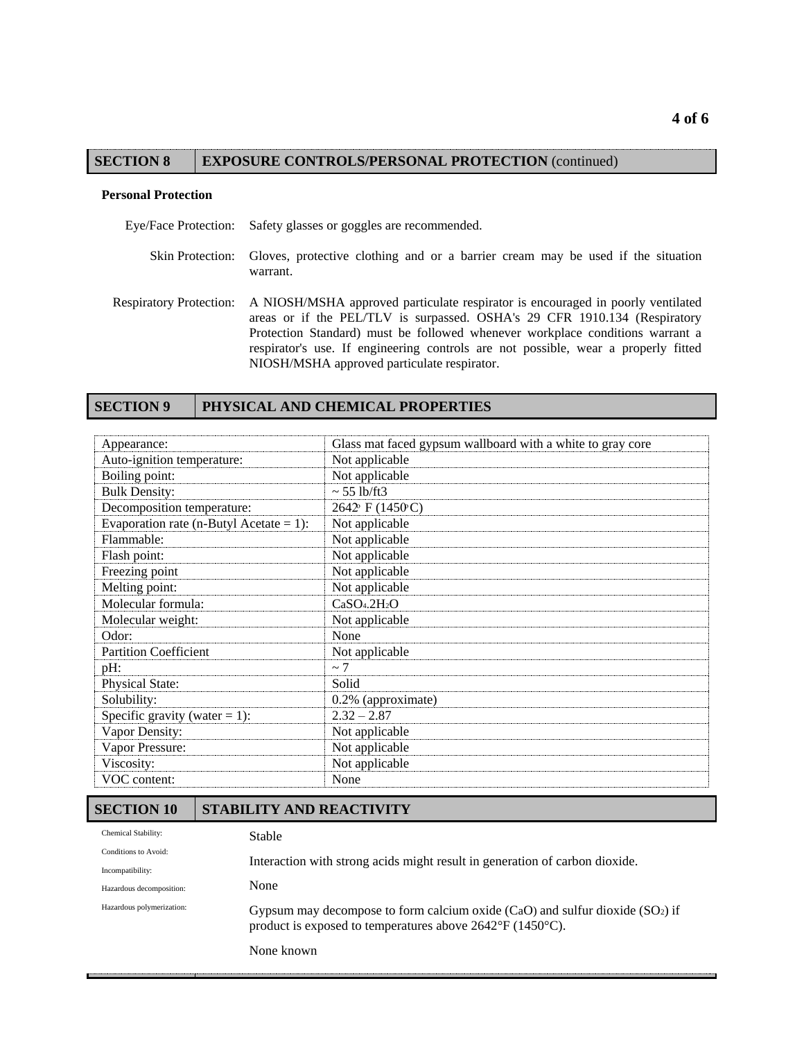## SECTION 8 EXPOSURE CONTROLS/PERSONAL PROTECTION (continued)

**Personal Protection**

Eye/Face Protection: Safety glasses or goggles are recommended.

Skin Protection: Gloves, protective clothing and or a barrier cream may be used if the situation warrant.

Respiratory Protection: A NIOSH/MSHA approved particulate respirator is encouraged in poorly ventilated areas or if the PEL/TLV is surpassed. OSHA's 29 CFR 1910.134 (Respiratory Protection Standard) must be followed whenever workplace conditions warrant a respirator's use. If engineering controls are not possible, wear a properly fitted NIOSH/MSHA approved particulate respirator.

## SECTION 9 PHYSICAL AND CHEMICAL PROPERTIES

| Property | Value |
|---|---|
| Appearance: | Glass mat faced gypsum wallboard with a white to gray core |
| Auto-ignition temperature: | Not applicable |
| Boiling point: | Not applicable |
| Bulk Density: | ~ 55 lb/ft3 |
| Decomposition temperature: | 2642° F (1450°C) |
| Evaporation rate (n-Butyl Acetate = 1): | Not applicable |
| Flammable: | Not applicable |
| Flash point: | Not applicable |
| Freezing point | Not applicable |
| Melting point: | Not applicable |
| Molecular formula: | $CaSO_4.2H_2O$ |
| Molecular weight: | Not applicable |
| Odor: | None |
| Partition Coefficient | Not applicable |
| pH: | ~ 7 |
| Physical State: | Solid |
| Solubility: | 0.2% (approximate) |
| Specific gravity (water = 1): | 2.32 – 2.87 |
| Vapor Density: | Not applicable |
| Vapor Pressure: | Not applicable |
| Viscosity: | Not applicable |
| VOC content: | None |

## SECTION 10 STABILITY AND REACTIVITY

Chemical Stability: Stable

Conditions to Avoid: Interaction with strong acids might result in generation of carbon dioxide.

Incompatibility: None

Hazardous decomposition: Gypsum may decompose to form calcium oxide (CaO) and sulfur dioxide ($SO_2$) if product is exposed to temperatures above 2642°F (1450°C).

Hazardous polymerization: None known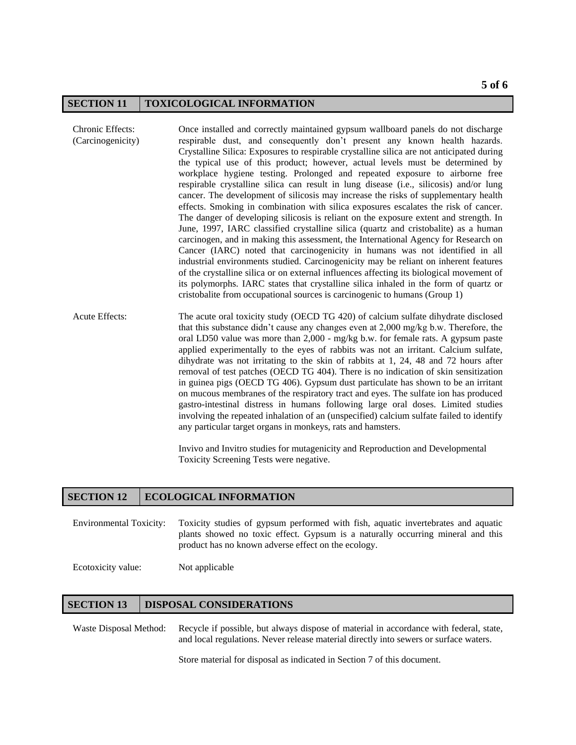## SECTION 11 TOXICOLOGICAL INFORMATION

**Chronic Effects: (Carcinogenicity)**

Once installed and correctly maintained gypsum wallboard panels do not discharge respirable dust, and consequently don't present any known health hazards. Crystalline Silica: Exposures to respirable crystalline silica are not anticipated during the typical use of this product; however, actual levels must be determined by workplace hygiene testing. Prolonged and repeated exposure to airborne free respirable crystalline silica can result in lung disease (i.e., silicosis) and/or lung cancer. The development of silicosis may increase the risks of supplementary health effects. Smoking in combination with silica exposures escalates the risk of cancer. The danger of developing silicosis is reliant on the exposure extent and strength. In June, 1997, IARC classified crystalline silica (quartz and cristobalite) as a human carcinogen, and in making this assessment, the International Agency for Research on Cancer (IARC) noted that carcinogenicity in humans was not identified in all industrial environments studied. Carcinogenicity may be reliant on inherent features of the crystalline silica or on external influences affecting its biological movement of its polymorphs. IARC states that crystalline silica inhaled in the form of quartz or cristobalite from occupational sources is carcinogenic to humans (Group 1)

**Acute Effects:**

The acute oral toxicity study (OECD TG 420) of calcium sulfate dihydrate disclosed that this substance didn't cause any changes even at 2,000 mg/kg b.w. Therefore, the oral LD50 value was more than 2,000 - mg/kg b.w. for female rats. A gypsum paste applied experimentally to the eyes of rabbits was not an irritant. Calcium sulfate, dihydrate was not irritating to the skin of rabbits at 1, 24, 48 and 72 hours after removal of test patches (OECD TG 404). There is no indication of skin sensitization in guinea pigs (OECD TG 406). Gypsum dust particulate has shown to be an irritant on mucous membranes of the respiratory tract and eyes. The sulfate ion has produced gastro-intestinal distress in humans following large oral doses. Limited studies involving the repeated inhalation of an (unspecified) calcium sulfate failed to identify any particular target organs in monkeys, rats and hamsters.

Invivo and Invitro studies for mutagenicity and Reproduction and Developmental Toxicity Screening Tests were negative.

## SECTION 12 ECOLOGICAL INFORMATION

**Environmental Toxicity:** Toxicity studies of gypsum performed with fish, aquatic invertebrates and aquatic plants showed no toxic effect. Gypsum is a naturally occurring mineral and this product has no known adverse effect on the ecology.

**Ecotoxicity value:** Not applicable

## SECTION 13 DISPOSAL CONSIDERATIONS

**Waste Disposal Method:** Recycle if possible, but always dispose of material in accordance with federal, state, and local regulations. Never release material directly into sewers or surface waters.

Store material for disposal as indicated in Section 7 of this document.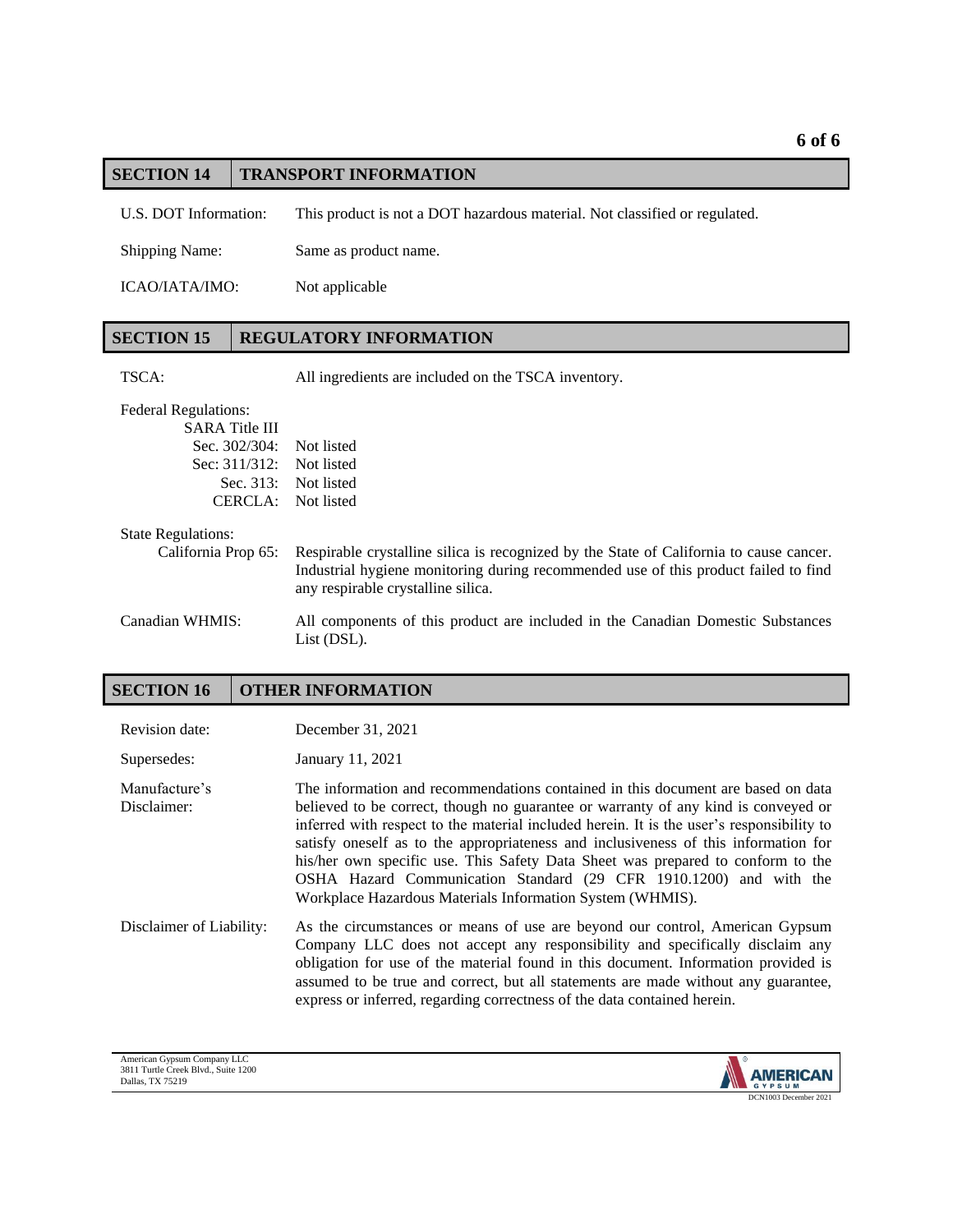## SECTION 14 TRANSPORT INFORMATION

U.S. DOT Information: This product is not a DOT hazardous material. Not classified or regulated.

Shipping Name: Same as product name.

ICAO/IATA/IMO: Not applicable

## SECTION 15 REGULATORY INFORMATION

TSCA: All ingredients are included on the TSCA inventory.

Federal Regulations:

SARA Title III

| | |
|---|---|
| Sec. 302/304: | Not listed |
| Sec: 311/312: | Not listed |
| Sec. 313: | Not listed |
| CERCLA: | Not listed |

State Regulations:

California Prop 65: Respirable crystalline silica is recognized by the State of California to cause cancer. Industrial hygiene monitoring during recommended use of this product failed to find any respirable crystalline silica.

Canadian WHMIS: All components of this product are included in the Canadian Domestic Substances List (DSL).

## SECTION 16 OTHER INFORMATION

Revision date: December 31, 2021

Supersedes: January 11, 2021

Manufacture's Disclaimer: The information and recommendations contained in this document are based on data believed to be correct, though no guarantee or warranty of any kind is conveyed or inferred with respect to the material included herein. It is the user's responsibility to satisfy oneself as to the appropriateness and inclusiveness of this information for his/her own specific use. This Safety Data Sheet was prepared to conform to the OSHA Hazard Communication Standard (29 CFR 1910.1200) and with the Workplace Hazardous Materials Information System (WHMIS).

Disclaimer of Liability: As the circumstances or means of use are beyond our control, American Gypsum Company LLC does not accept any responsibility and specifically disclaim any obligation for use of the material found in this document. Information provided is assumed to be true and correct, but all statements are made without any guarantee, express or inferred, regarding correctness of the data contained herein.